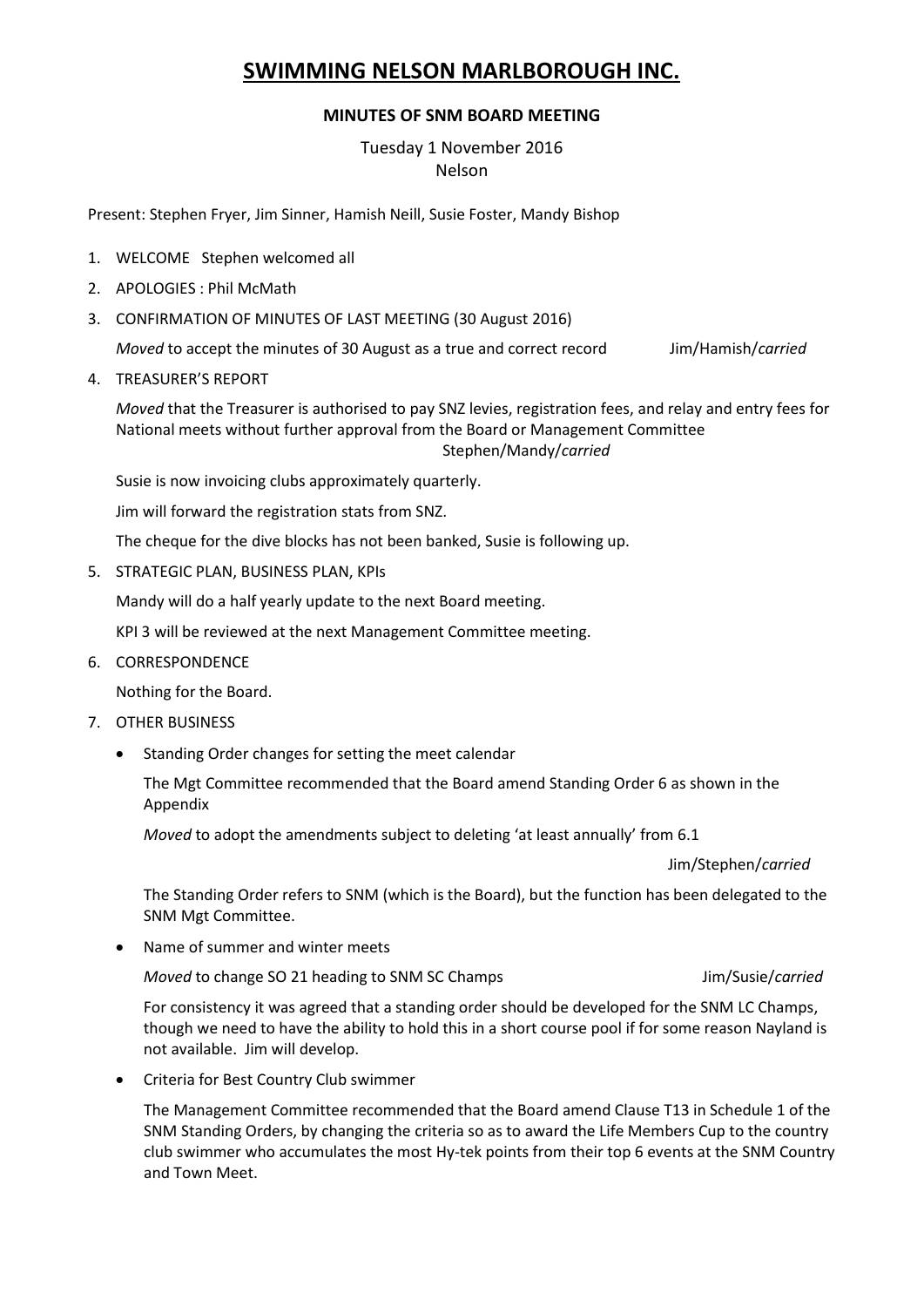# SWIMMING NELSON MARLBOROUGH INC.

**MINUTES OF SNM BOARD MEETING**

Tuesday 1 November 2016
Nelson

Present: Stephen Fryer, Jim Sinner, Hamish Neill, Susie Foster, Mandy Bishop

1. WELCOME Stephen welcomed all
2. APOLOGIES : Phil McMath
3. CONFIRMATION OF MINUTES OF LAST MEETING (30 August 2016)

   *Moved* to accept the minutes of 30 August as a true and correct record Jim/Hamish/*carried*

4. TREASURER'S REPORT

   *Moved* that the Treasurer is authorised to pay SNZ levies, registration fees, and relay and entry fees for National meets without further approval from the Board or Management Committee
   Stephen/Mandy/*carried*

   Susie is now invoicing clubs approximately quarterly.

   Jim will forward the registration stats from SNZ.

   The cheque for the dive blocks has not been banked, Susie is following up.

5. STRATEGIC PLAN, BUSINESS PLAN, KPIs

   Mandy will do a half yearly update to the next Board meeting.

   KPI 3 will be reviewed at the next Management Committee meeting.

6. CORRESPONDENCE

   Nothing for the Board.

7. OTHER BUSINESS

   - Standing Order changes for setting the meet calendar

     The Mgt Committee recommended that the Board amend Standing Order 6 as shown in the Appendix

     *Moved* to adopt the amendments subject to deleting 'at least annually' from 6.1

     Jim/Stephen/*carried*

     The Standing Order refers to SNM (which is the Board), but the function has been delegated to the SNM Mgt Committee.

   - Name of summer and winter meets

     *Moved* to change SO 21 heading to SNM SC Champs Jim/Susie/*carried*

     For consistency it was agreed that a standing order should be developed for the SNM LC Champs, though we need to have the ability to hold this in a short course pool if for some reason Nayland is not available. Jim will develop.

   - Criteria for Best Country Club swimmer

     The Management Committee recommended that the Board amend Clause T13 in Schedule 1 of the SNM Standing Orders, by changing the criteria so as to award the Life Members Cup to the country club swimmer who accumulates the most Hy-tek points from their top 6 events at the SNM Country and Town Meet.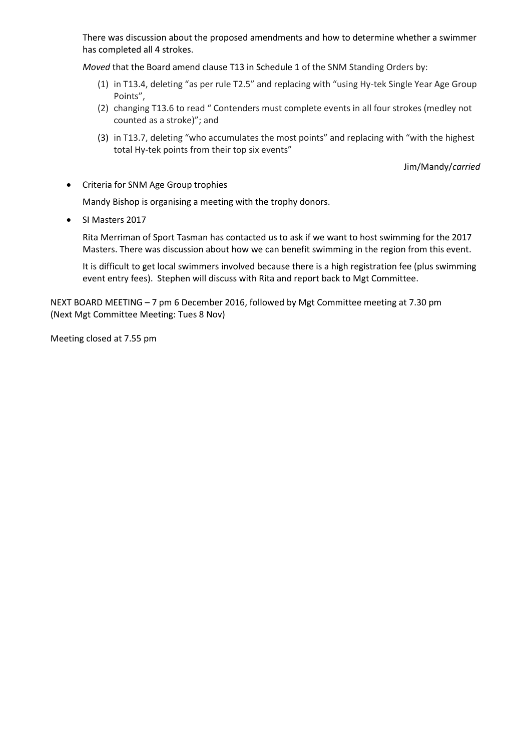There was discussion about the proposed amendments and how to determine whether a swimmer has completed all 4 strokes.

*Moved* that the Board amend clause T13 in Schedule 1 of the SNM Standing Orders by:

(1) in T13.4, deleting "as per rule T2.5" and replacing with "using Hy-tek Single Year Age Group Points",
(2) changing T13.6 to read " Contenders must complete events in all four strokes (medley not counted as a stroke)"; and
(3) in T13.7, deleting "who accumulates the most points" and replacing with "with the highest total Hy-tek points from their top six events"

Jim/Mandy/*carried*

- Criteria for SNM Age Group trophies

  Mandy Bishop is organising a meeting with the trophy donors.

- SI Masters 2017

  Rita Merriman of Sport Tasman has contacted us to ask if we want to host swimming for the 2017 Masters. There was discussion about how we can benefit swimming in the region from this event.

  It is difficult to get local swimmers involved because there is a high registration fee (plus swimming event entry fees). Stephen will discuss with Rita and report back to Mgt Committee.

NEXT BOARD MEETING – 7 pm 6 December 2016, followed by Mgt Committee meeting at 7.30 pm (Next Mgt Committee Meeting: Tues 8 Nov)

Meeting closed at 7.55 pm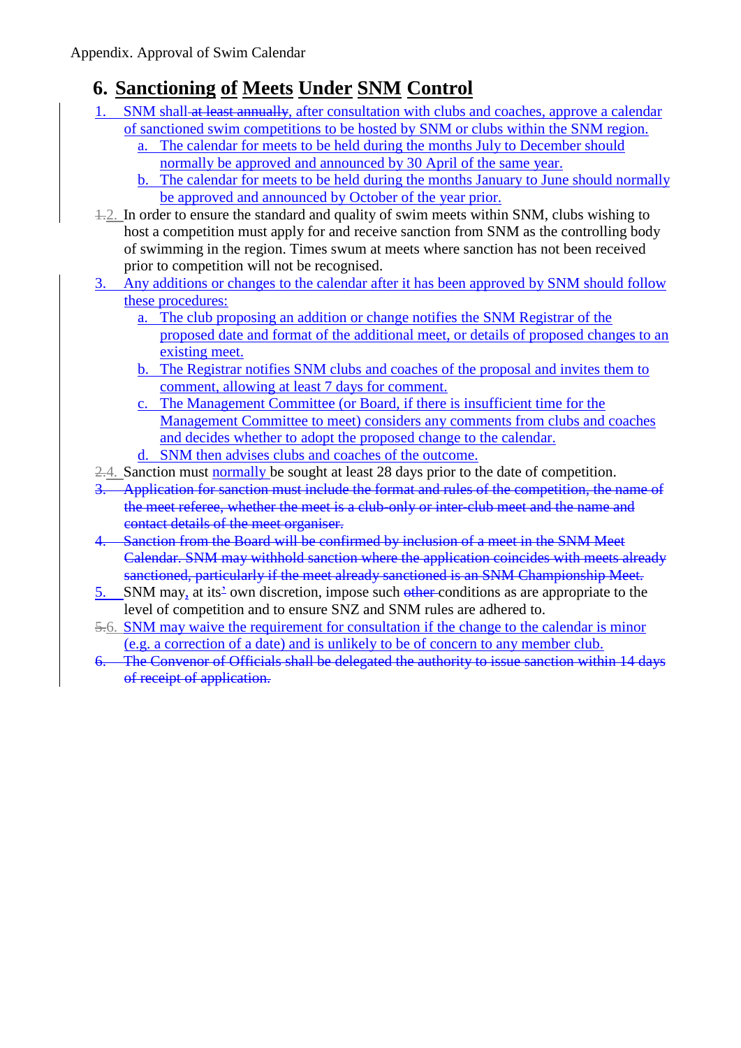Appendix. Approval of Swim Calendar

## 6. Sanctioning of Meets Under SNM Control

1. SNM shall at least annually, after consultation with clubs and coaches, approve a calendar of sanctioned swim competitions to be hosted by SNM or clubs within the SNM region.
   a. The calendar for meets to be held during the months July to December should normally be approved and announced by 30 April of the same year.
   b. The calendar for meets to be held during the months January to June should normally be approved and announced by October of the year prior.
2. In order to ensure the standard and quality of swim meets within SNM, clubs wishing to host a competition must apply for and receive sanction from SNM as the controlling body of swimming in the region. Times swum at meets where sanction has not been received prior to competition will not be recognised.
3. Any additions or changes to the calendar after it has been approved by SNM should follow these procedures:
   a. The club proposing an addition or change notifies the SNM Registrar of the proposed date and format of the additional meet, or details of proposed changes to an existing meet.
   b. The Registrar notifies SNM clubs and coaches of the proposal and invites them to comment, allowing at least 7 days for comment.
   c. The Management Committee (or Board, if there is insufficient time for the Management Committee to meet) considers any comments from clubs and coaches and decides whether to adopt the proposed change to the calendar.
   d. SNM then advises clubs and coaches of the outcome.
4. Sanction must normally be sought at least 28 days prior to the date of competition.
3. ~~Application for sanction must include the format and rules of the competition, the name of the meet referee, whether the meet is a club-only or inter-club meet and the name and contact details of the meet organiser.~~
4. ~~Sanction from the Board will be confirmed by inclusion of a meet in the SNM Meet Calendar. SNM may withhold sanction where the application coincides with meets already sanctioned, particularly if the meet already sanctioned is an SNM Championship Meet.~~
5. SNM may, at its' own discretion, impose such ~~other~~ conditions as are appropriate to the level of competition and to ensure SNZ and SNM rules are adhered to.
6. SNM may waive the requirement for consultation if the change to the calendar is minor (e.g. a correction of a date) and is unlikely to be of concern to any member club.
6. ~~The Convenor of Officials shall be delegated the authority to issue sanction within 14 days of receipt of application.~~